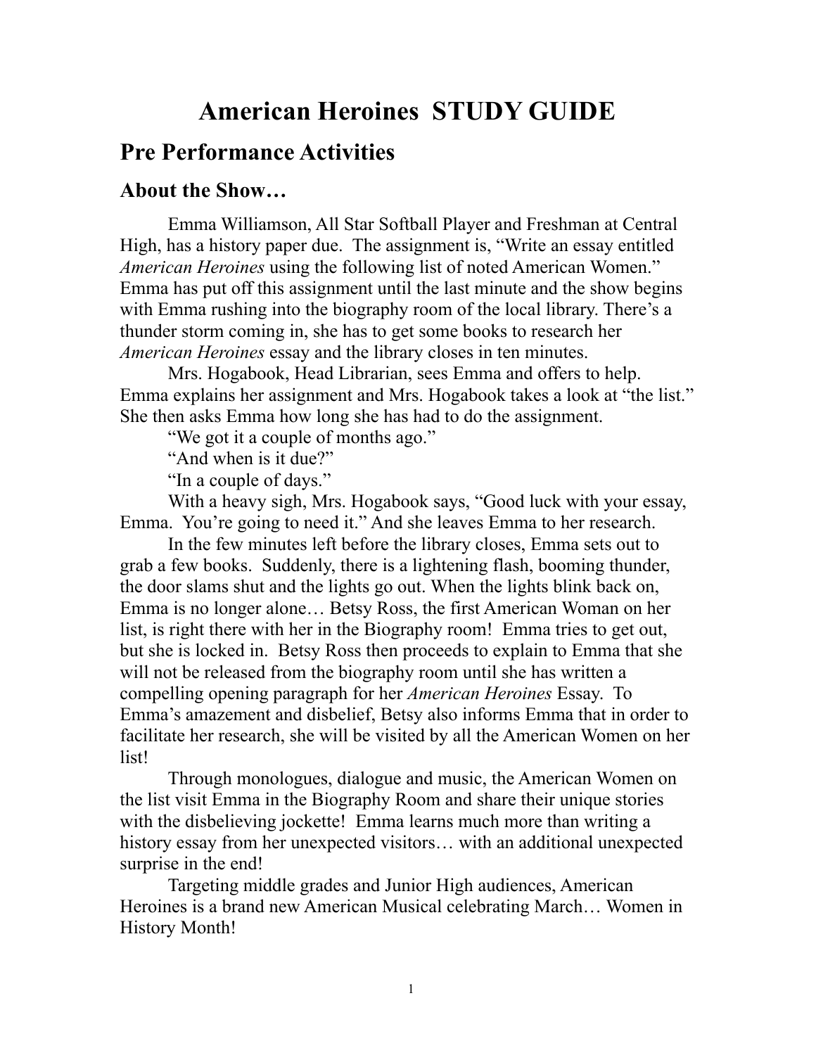# American Heroines STUDY GUIDE

## Pre Performance Activities

### About the Show…

Emma Williamson, All Star Softball Player and Freshman at Central High, has a history paper due. The assignment is, "Write an essay entitled *American Heroines* using the following list of noted American Women." Emma has put off this assignment until the last minute and the show begins with Emma rushing into the biography room of the local library. There's a thunder storm coming in, she has to get some books to research her *American Heroines* essay and the library closes in ten minutes.

Mrs. Hogabook, Head Librarian, sees Emma and offers to help. Emma explains her assignment and Mrs. Hogabook takes a look at "the list." She then asks Emma how long she has had to do the assignment.

"We got it a couple of months ago."

"And when is it due?"

"In a couple of days."

With a heavy sigh, Mrs. Hogabook says, "Good luck with your essay, Emma. You're going to need it." And she leaves Emma to her research.

In the few minutes left before the library closes, Emma sets out to grab a few books. Suddenly, there is a lightening flash, booming thunder, the door slams shut and the lights go out. When the lights blink back on, Emma is no longer alone… Betsy Ross, the first American Woman on her list, is right there with her in the Biography room! Emma tries to get out, but she is locked in. Betsy Ross then proceeds to explain to Emma that she will not be released from the biography room until she has written a compelling opening paragraph for her *American Heroines* Essay. To Emma's amazement and disbelief, Betsy also informs Emma that in order to facilitate her research, she will be visited by all the American Women on her list!

Through monologues, dialogue and music, the American Women on the list visit Emma in the Biography Room and share their unique stories with the disbelieving jockette! Emma learns much more than writing a history essay from her unexpected visitors… with an additional unexpected surprise in the end!

Targeting middle grades and Junior High audiences, American Heroines is a brand new American Musical celebrating March… Women in History Month!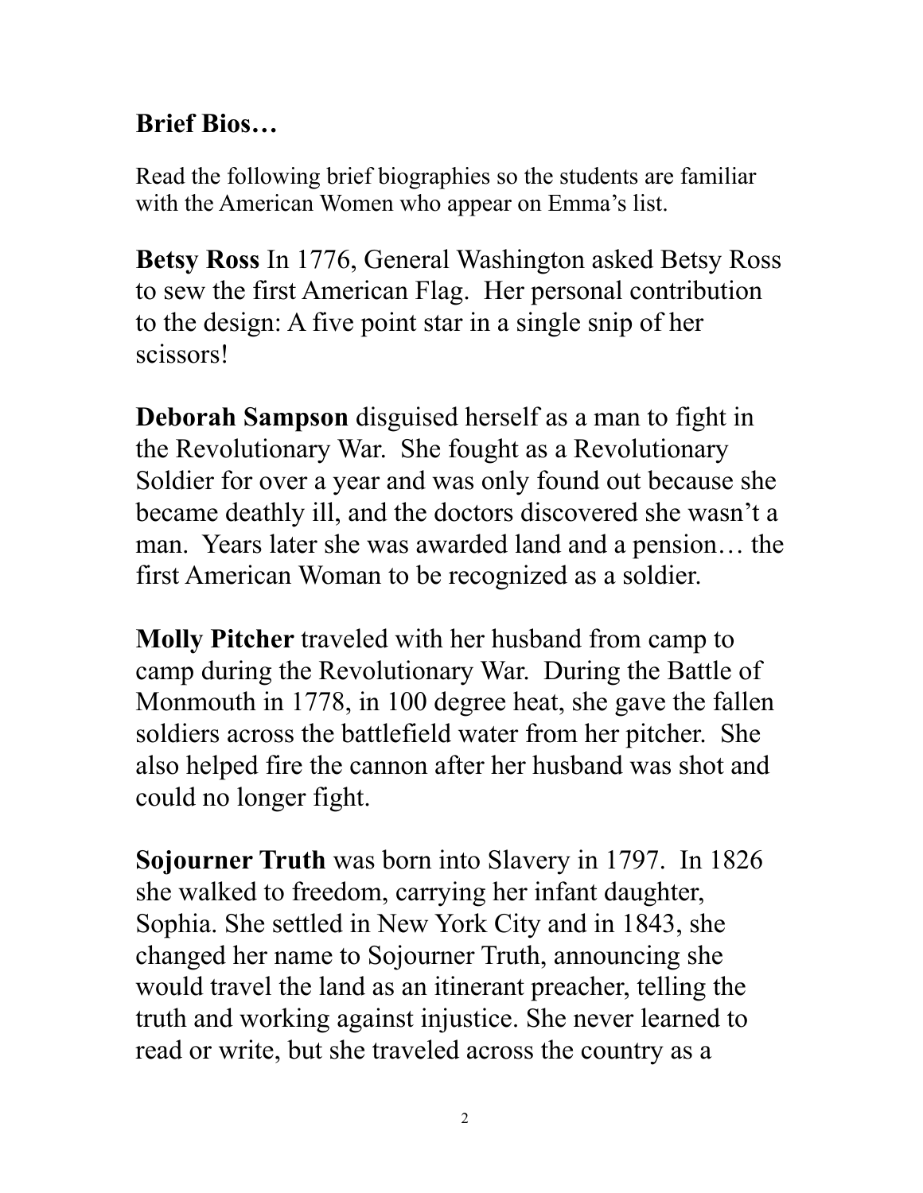## Brief Bios…

Read the following brief biographies so the students are familiar with the American Women who appear on Emma's list.

**Betsy Ross** In 1776, General Washington asked Betsy Ross to sew the first American Flag. Her personal contribution to the design: A five point star in a single snip of her scissors!

**Deborah Sampson** disguised herself as a man to fight in the Revolutionary War. She fought as a Revolutionary Soldier for over a year and was only found out because she became deathly ill, and the doctors discovered she wasn't a man. Years later she was awarded land and a pension… the first American Woman to be recognized as a soldier.

**Molly Pitcher** traveled with her husband from camp to camp during the Revolutionary War. During the Battle of Monmouth in 1778, in 100 degree heat, she gave the fallen soldiers across the battlefield water from her pitcher. She also helped fire the cannon after her husband was shot and could no longer fight.

**Sojourner Truth** was born into Slavery in 1797. In 1826 she walked to freedom, carrying her infant daughter, Sophia. She settled in New York City and in 1843, she changed her name to Sojourner Truth, announcing she would travel the land as an itinerant preacher, telling the truth and working against injustice. She never learned to read or write, but she traveled across the country as a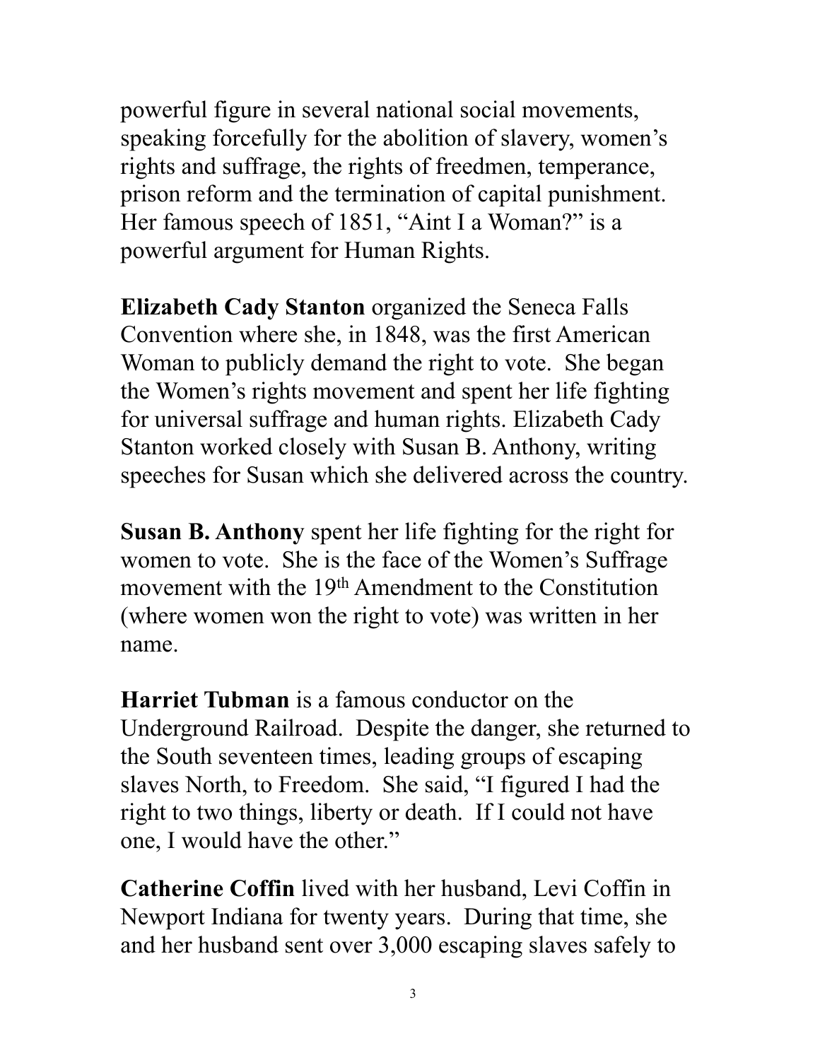powerful figure in several national social movements, speaking forcefully for the abolition of slavery, women's rights and suffrage, the rights of freedmen, temperance, prison reform and the termination of capital punishment. Her famous speech of 1851, "Aint I a Woman?" is a powerful argument for Human Rights.

**Elizabeth Cady Stanton** organized the Seneca Falls Convention where she, in 1848, was the first American Woman to publicly demand the right to vote. She began the Women's rights movement and spent her life fighting for universal suffrage and human rights. Elizabeth Cady Stanton worked closely with Susan B. Anthony, writing speeches for Susan which she delivered across the country.

**Susan B. Anthony** spent her life fighting for the right for women to vote. She is the face of the Women's Suffrage movement with the 19th Amendment to the Constitution (where women won the right to vote) was written in her name.

**Harriet Tubman** is a famous conductor on the Underground Railroad. Despite the danger, she returned to the South seventeen times, leading groups of escaping slaves North, to Freedom. She said, "I figured I had the right to two things, liberty or death. If I could not have one, I would have the other."

**Catherine Coffin** lived with her husband, Levi Coffin in Newport Indiana for twenty years. During that time, she and her husband sent over 3,000 escaping slaves safely to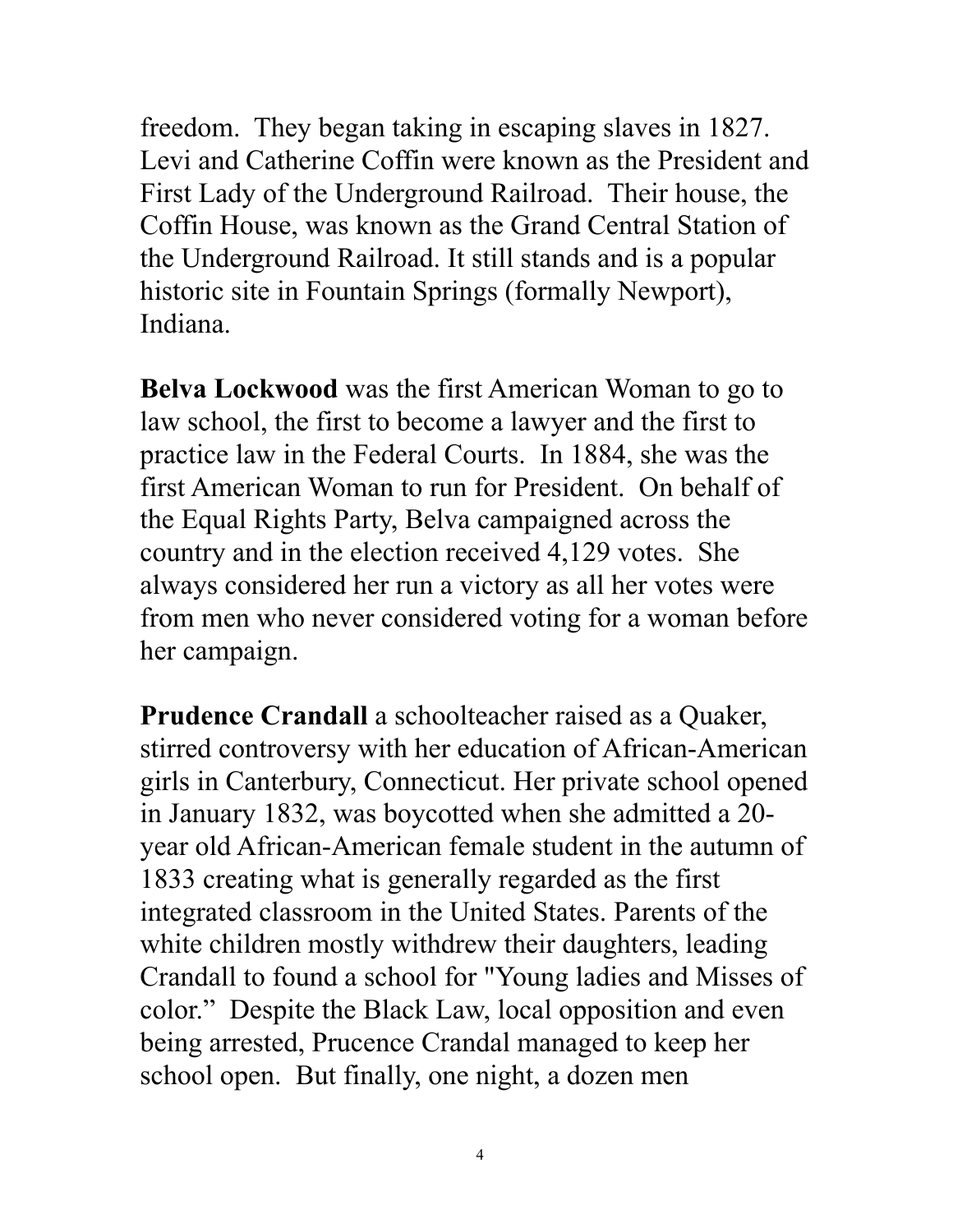freedom. They began taking in escaping slaves in 1827. Levi and Catherine Coffin were known as the President and First Lady of the Underground Railroad. Their house, the Coffin House, was known as the Grand Central Station of the Underground Railroad. It still stands and is a popular historic site in Fountain Springs (formally Newport), Indiana.

**Belva Lockwood** was the first American Woman to go to law school, the first to become a lawyer and the first to practice law in the Federal Courts. In 1884, she was the first American Woman to run for President. On behalf of the Equal Rights Party, Belva campaigned across the country and in the election received 4,129 votes. She always considered her run a victory as all her votes were from men who never considered voting for a woman before her campaign.

**Prudence Crandall** a schoolteacher raised as a Quaker, stirred controversy with her education of African-American girls in Canterbury, Connecticut. Her private school opened in January 1832, was boycotted when she admitted a 20-year old African-American female student in the autumn of 1833 creating what is generally regarded as the first integrated classroom in the United States. Parents of the white children mostly withdrew their daughters, leading Crandall to found a school for "Young ladies and Misses of color." Despite the Black Law, local opposition and even being arrested, Prucence Crandal managed to keep her school open. But finally, one night, a dozen men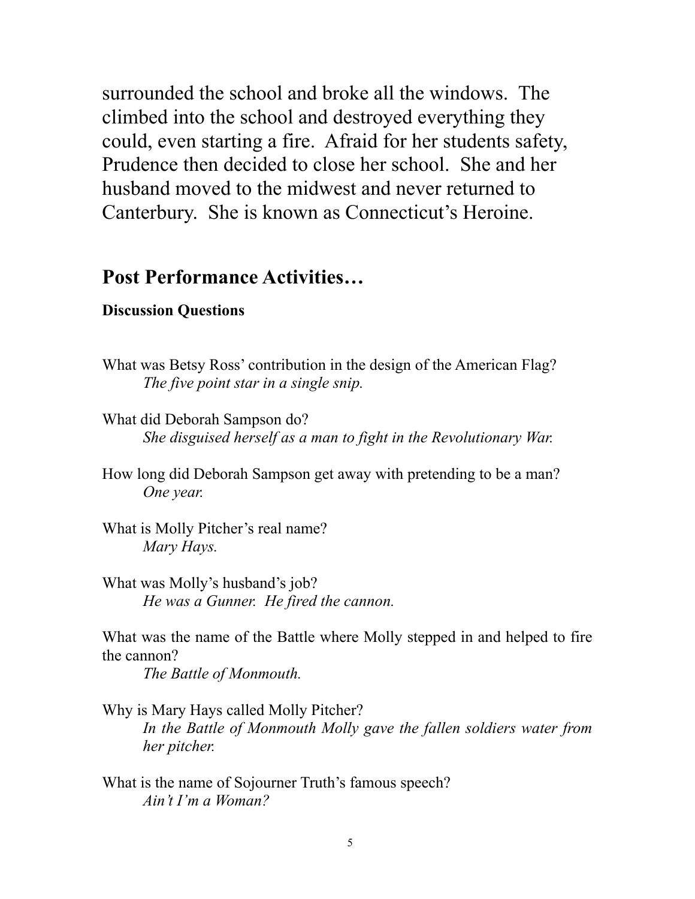surrounded the school and broke all the windows. The climbed into the school and destroyed everything they could, even starting a fire. Afraid for her students safety, Prudence then decided to close her school. She and her husband moved to the midwest and never returned to Canterbury. She is known as Connecticut's Heroine.

## Post Performance Activities…

**Discussion Questions**

What was Betsy Ross' contribution in the design of the American Flag?
*The five point star in a single snip.*

What did Deborah Sampson do?
*She disguised herself as a man to fight in the Revolutionary War.*

How long did Deborah Sampson get away with pretending to be a man?
*One year.*

What is Molly Pitcher's real name?
*Mary Hays.*

What was Molly's husband's job?
*He was a Gunner. He fired the cannon.*

What was the name of the Battle where Molly stepped in and helped to fire the cannon?
*The Battle of Monmouth.*

Why is Mary Hays called Molly Pitcher?
*In the Battle of Monmouth Molly gave the fallen soldiers water from her pitcher.*

What is the name of Sojourner Truth's famous speech?
*Ain't I'm a Woman?*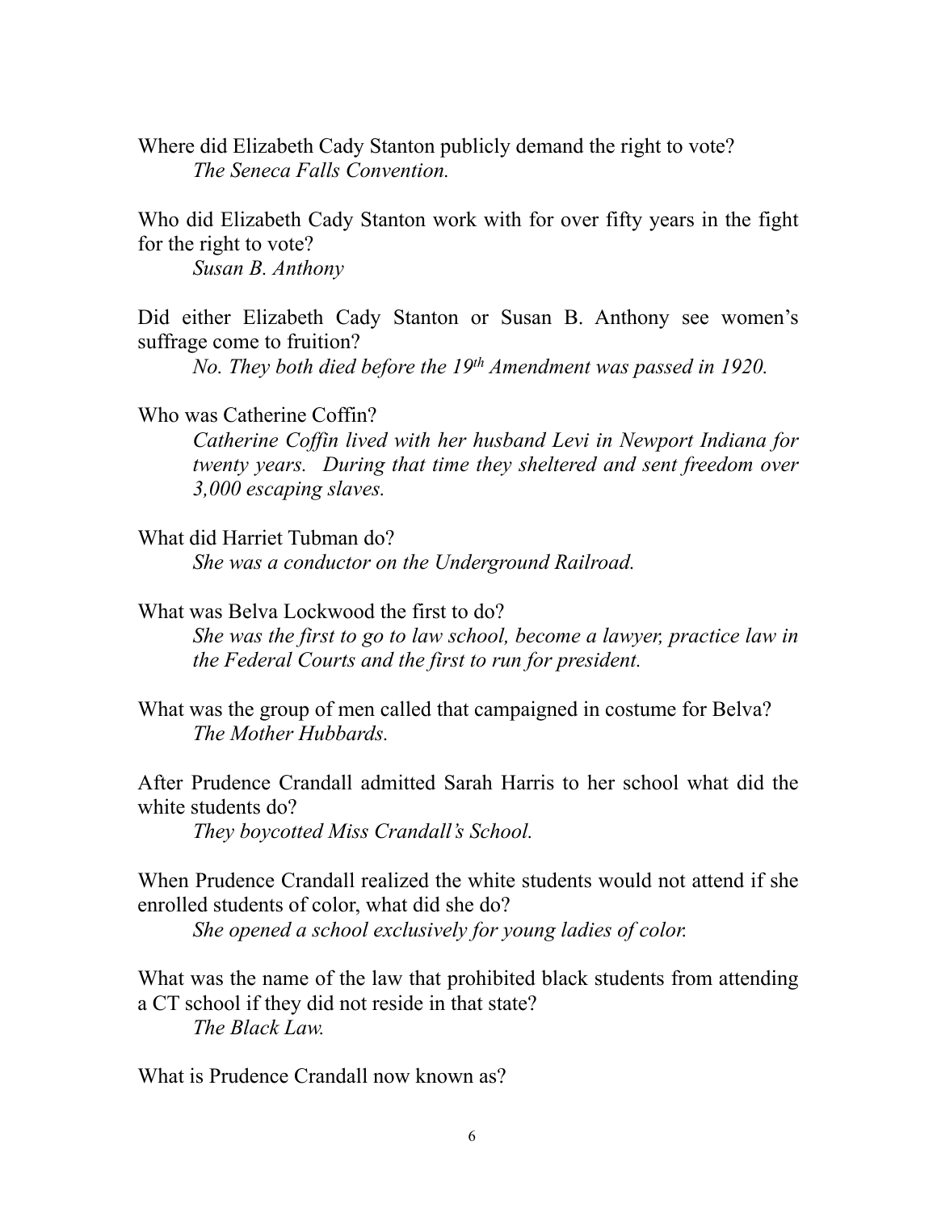Where did Elizabeth Cady Stanton publicly demand the right to vote?

*The Seneca Falls Convention.*

Who did Elizabeth Cady Stanton work with for over fifty years in the fight for the right to vote?

*Susan B. Anthony*

Did either Elizabeth Cady Stanton or Susan B. Anthony see women's suffrage come to fruition?

*No. They both died before the 19th Amendment was passed in 1920.*

Who was Catherine Coffin?

*Catherine Coffin lived with her husband Levi in Newport Indiana for twenty years. During that time they sheltered and sent freedom over 3,000 escaping slaves.*

What did Harriet Tubman do?

*She was a conductor on the Underground Railroad.*

What was Belva Lockwood the first to do?

*She was the first to go to law school, become a lawyer, practice law in the Federal Courts and the first to run for president.*

What was the group of men called that campaigned in costume for Belva?

*The Mother Hubbards.*

After Prudence Crandall admitted Sarah Harris to her school what did the white students do?

*They boycotted Miss Crandall's School.*

When Prudence Crandall realized the white students would not attend if she enrolled students of color, what did she do?

*She opened a school exclusively for young ladies of color.*

What was the name of the law that prohibited black students from attending a CT school if they did not reside in that state?

*The Black Law.*

What is Prudence Crandall now known as?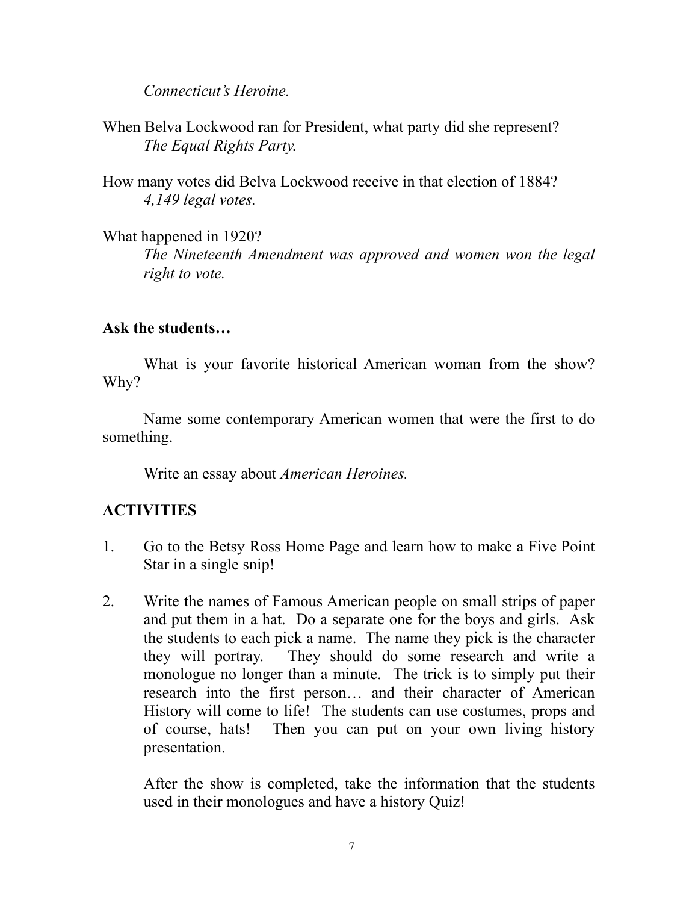*Connecticut's Heroine.*

When Belva Lockwood ran for President, what party did she represent?
*The Equal Rights Party.*

How many votes did Belva Lockwood receive in that election of 1884?
*4,149 legal votes.*

What happened in 1920?
*The Nineteenth Amendment was approved and women won the legal right to vote.*

**Ask the students…**

What is your favorite historical American woman from the show? Why?

Name some contemporary American women that were the first to do something.

Write an essay about *American Heroines.*

**ACTIVITIES**

1. Go to the Betsy Ross Home Page and learn how to make a Five Point Star in a single snip!

2. Write the names of Famous American people on small strips of paper and put them in a hat. Do a separate one for the boys and girls. Ask the students to each pick a name. The name they pick is the character they will portray. They should do some research and write a monologue no longer than a minute. The trick is to simply put their research into the first person… and their character of American History will come to life! The students can use costumes, props and of course, hats! Then you can put on your own living history presentation.

   After the show is completed, take the information that the students used in their monologues and have a history Quiz!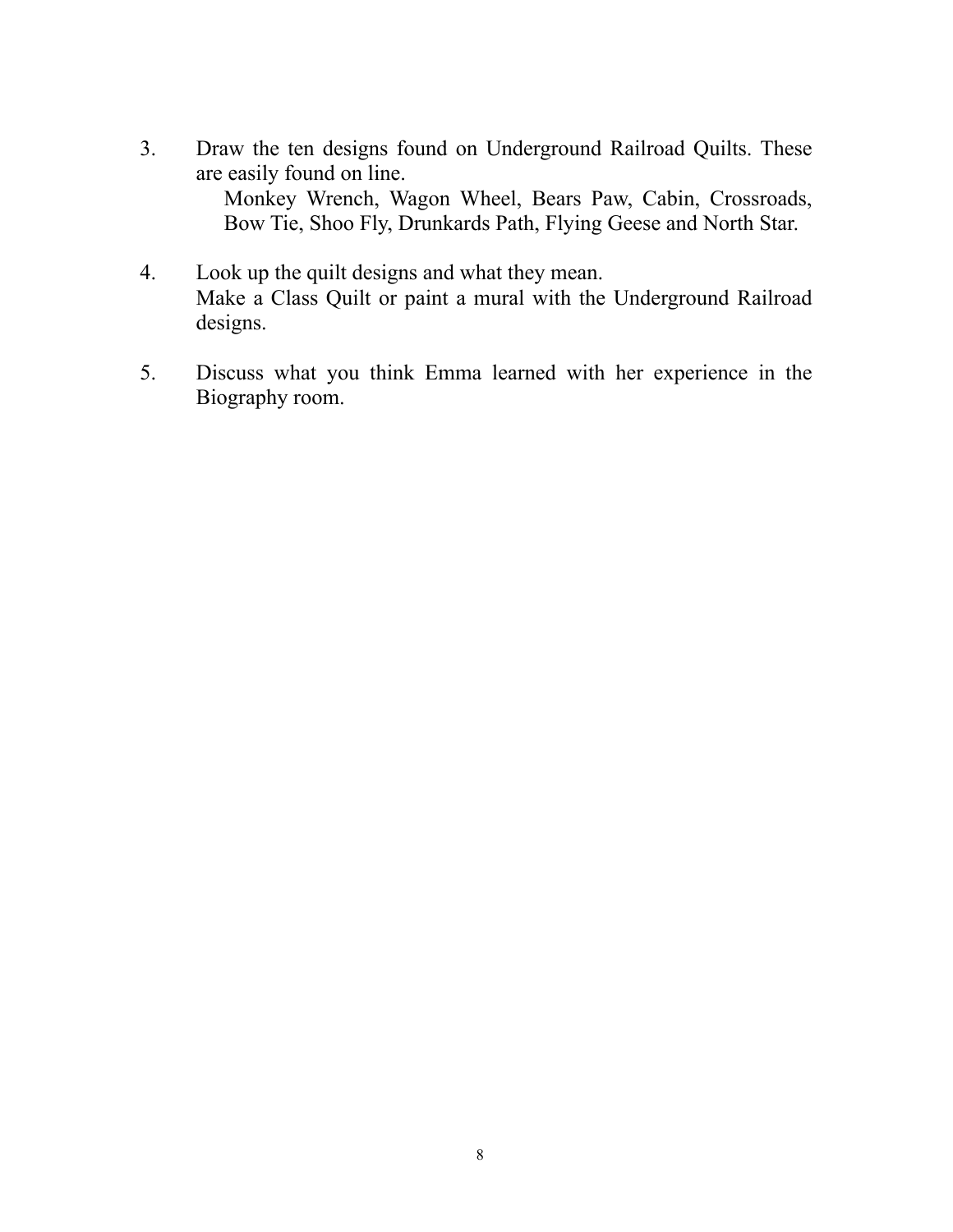3. Draw the ten designs found on Underground Railroad Quilts. These are easily found on line.
   Monkey Wrench, Wagon Wheel, Bears Paw, Cabin, Crossroads, Bow Tie, Shoo Fly, Drunkards Path, Flying Geese and North Star.

4. Look up the quilt designs and what they mean.
   Make a Class Quilt or paint a mural with the Underground Railroad designs.

5. Discuss what you think Emma learned with her experience in the Biography room.